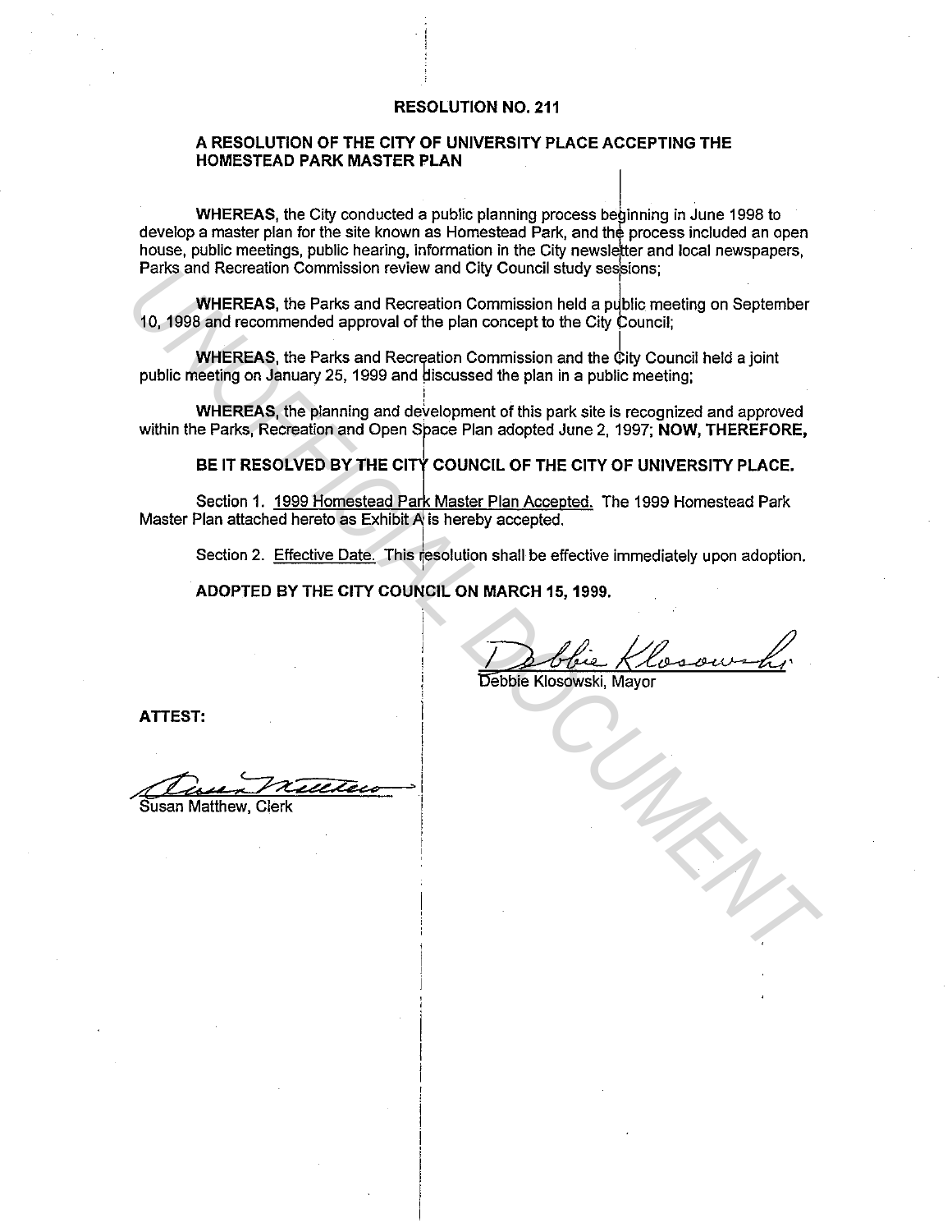# RESOLUTION NO. 211

## A RESOLUTION OF THE CITY OF UNIVERSITY PLACE ACCEPTING THE HOMESTEAD PARK MASTER PLAN

**WHEREAS**, the City conducted a public planning process beginning in June 1998 to develop a master plan for the site known as Homestead Park, and the process included an open house, public meetings, public hearing, information in the City newsletter and local newspapers, Parks and Recreation Commission review and City Council study sessions;

**WHEREAS**, the Parks and Recreation Commission held a public meeting on September 10, 1998 and recommended approval of the plan concept to the City Council;

**WHEREAS**, the Parks and Recreation Commission and the City Council held a joint public meeting on January 25, 1999 and discussed the plan in a public meeting;

**WHEREAS**, the planning and development of this park site is recognized and approved within the Parks, Recreation and Open Space Plan adopted June 2, 1997; **NOW, THEREFORE,**

**BE IT RESOLVED BY THE CITY COUNCIL OF THE CITY OF UNIVERSITY PLACE.**

Section 1. 1999 Homestead Park Master Plan Accepted. The 1999 Homestead Park Master Plan attached hereto as Exhibit A is hereby accepted.

Section 2. Effective Date. This resolution shall be effective immediately upon adoption.

**ADOPTED BY THE CITY COUNCIL ON MARCH 15, 1999.**

Debbie Klosowski, Mayor

**ATTEST:**

Susan Matthew, Clerk

UNOFFICIAL DOCUMENT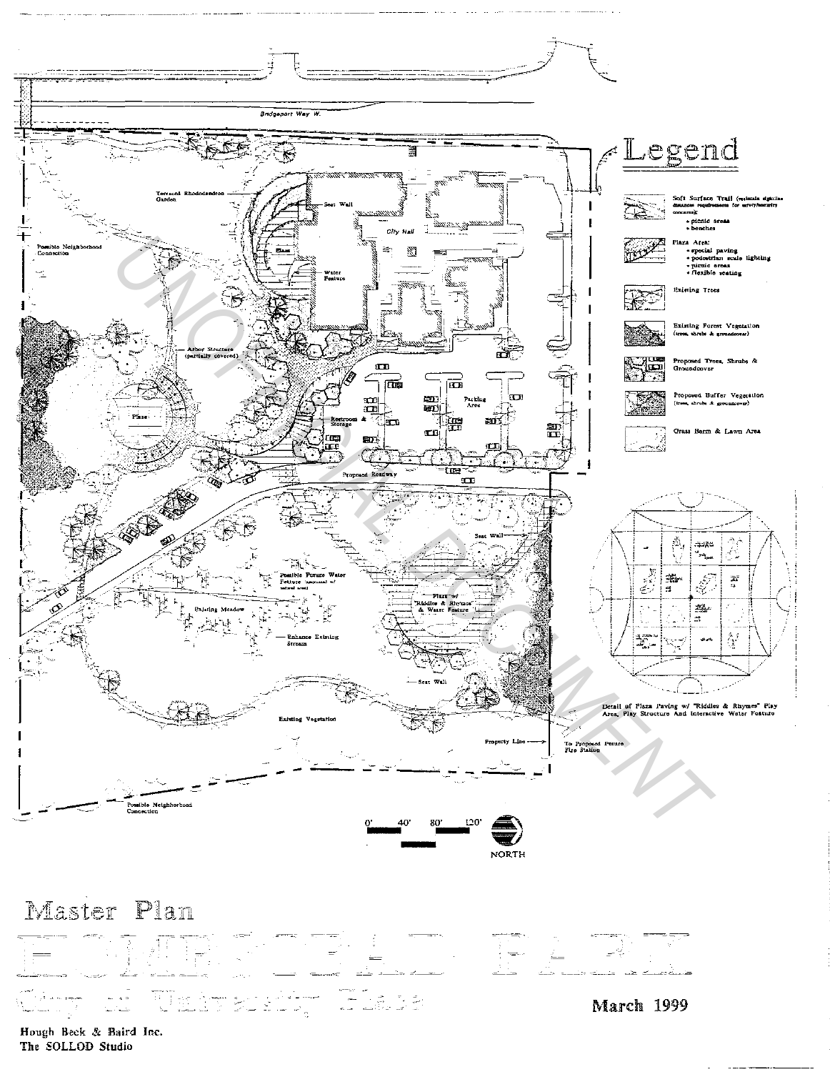Bridgeport Way W.

# Legend

- Soft Surface Trail (maintain sightline distance requirements for safety/security concerns)
  - picnic areas
  - benches
- Plaza Area:
  - special paving
  - pedestrian scale lighting
  - picnic areas
  - flexible seating
- Existing Trees
- Existing Forest Vegetation (trees, shrubs & groundcover)
- Proposed Trees, Shrubs & Groundcover
- Proposed Buffer Vegetation (trees, shrubs & groundcover)
- Grass Berm & Lawn Area

Terraced Rhododendron Garden

Seat Wall

City Hall

Plaza

Water Feature

Possible Neighborhood Connection

Arbor Structure (partially covered)

Plaza

Restroom & Storage

Parking Area

Proposed Roadway

Seat Wall

Possible Future Water Feature (connected w/ natural swale)

Existing Meadow

Enhance Existing Stream

Plaza w/ "Riddles & Rhymes" & Water Feature

Seat Wall

Existing Vegetation

Property Line

To Proposed Future Fire Station

Possible Neighborhood Connection

Detail of Plaza Paving w/ "Riddles & Rhymes" Play Area, Play Structure And Interactive Water Feature

0' 40' 80' 120'

NORTH

# Master Plan

# HOMESTEAD PARK

## City of University Place

March 1999

Hough Beck & Baird Inc.
The SOLLOD Studio